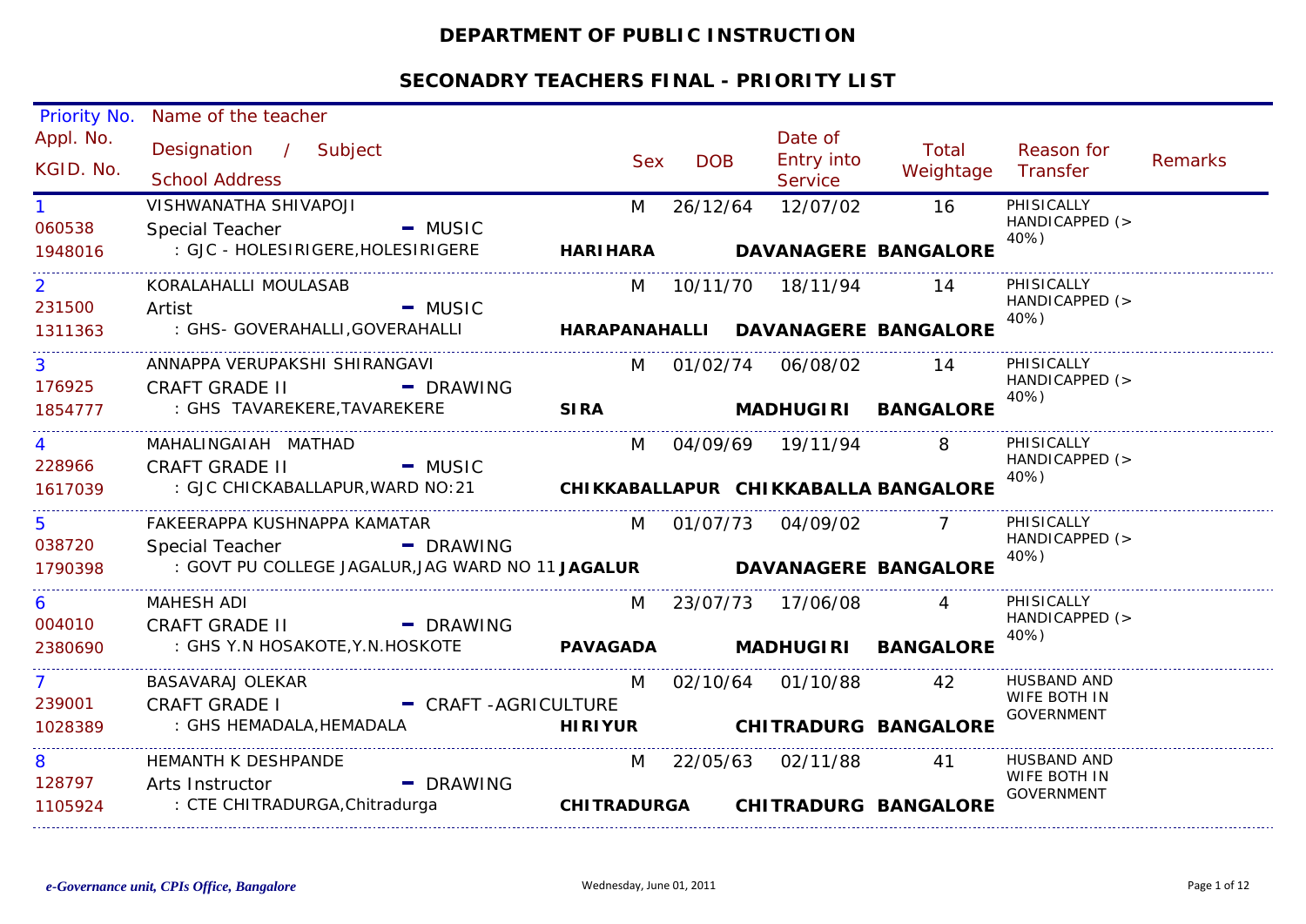# DEPARTMENT OF PUBLIC INSTRUCTION

## SECONADRY TEACHERS FINAL - PRIORITY LIST

| Priority No. / Appl. No. / KGID. No. | Name of the teacher / Designation / Subject / School Address | Sex | DOB | Date of Entry into Service | Total Weightage | Reason for Transfer | Remarks |
|---|---|---|---|---|---|---|---|
| 1<br>060538<br>1948016 | VISHWANATHA SHIVAPOJI<br>Special Teacher - MUSIC<br>: GJC - HOLESIRIGERE,HOLESIRIGERE **HARIHARA DAVANAGERE BANGALORE** | M | 26/12/64 | 12/07/02 | 16 | PHISICALLY HANDICAPPED (> 40%) | |
| 2<br>231500<br>1311363 | KORALAHALLI MOULASAB<br>Artist - MUSIC<br>: GHS- GOVERAHALLI,GOVERAHALLI **HARAPANAHALLI DAVANAGERE BANGALORE** | M | 10/11/70 | 18/11/94 | 14 | PHISICALLY HANDICAPPED (> 40%) | |
| 3<br>176925<br>1854777 | ANNAPPA VERUPAKSHI SHIRANGAVI<br>CRAFT GRADE II - DRAWING<br>: GHS TAVAREKERE,TAVAREKERE **SIRA MADHUGIRI BANGALORE** | M | 01/02/74 | 06/08/02 | 14 | PHISICALLY HANDICAPPED (> 40%) | |
| 4<br>228966<br>1617039 | MAHALINGAIAH MATHAD<br>CRAFT GRADE II - MUSIC<br>: GJC CHICKABALLAPUR,WARD NO:21 **CHIKKABALLAPUR CHIKKABALLA BANGALORE** | M | 04/09/69 | 19/11/94 | 8 | PHISICALLY HANDICAPPED (> 40%) | |
| 5<br>038720<br>1790398 | FAKEERAPPA KUSHNAPPA KAMATAR<br>Special Teacher - DRAWING<br>: GOVT PU COLLEGE JAGALUR,JAG WARD NO 11 **JAGALUR DAVANAGERE BANGALORE** | M | 01/07/73 | 04/09/02 | 7 | PHISICALLY HANDICAPPED (> 40%) | |
| 6<br>004010<br>2380690 | MAHESH ADI<br>CRAFT GRADE II - DRAWING<br>: GHS Y.N HOSAKOTE,Y.N.HOSKOTE **PAVAGADA MADHUGIRI BANGALORE** | M | 23/07/73 | 17/06/08 | 4 | PHISICALLY HANDICAPPED (> 40%) | |
| 7<br>239001<br>1028389 | BASAVARAJ OLEKAR<br>CRAFT GRADE I - CRAFT -AGRICULTURE<br>: GHS HEMADALA,HEMADALA **HIRIYUR CHITRADURG BANGALORE** | M | 02/10/64 | 01/10/88 | 42 | HUSBAND AND WIFE BOTH IN GOVERNMENT | |
| 8<br>128797<br>1105924 | HEMANTH K DESHPANDE<br>Arts Instructor - DRAWING<br>: CTE CHITRADURGA,Chitradurga **CHITRADURGA CHITRADURG BANGALORE** | M | 22/05/63 | 02/11/88 | 41 | HUSBAND AND WIFE BOTH IN GOVERNMENT | |

*e-Governance unit, CPIs Office, Bangalore* Wednesday, June 01, 2011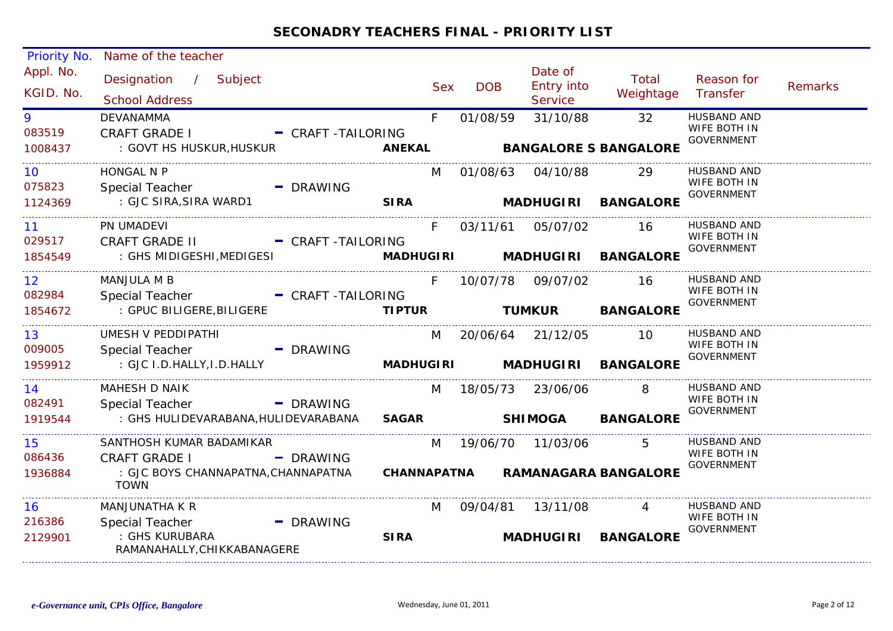## SECONADRY TEACHERS FINAL - PRIORITY LIST

| Priority No. / Appl. No. / KGID. No. | Name of the teacher / Designation / Subject / School Address | | Sex | DOB | Date of Entry into Service | Total Weightage | Reason for Transfer | Remarks |
|---|---|---|---|---|---|---|---|---|
| 9<br>083519<br>1008437 | DEVANAMMA<br>CRAFT GRADE I - CRAFT -TAILORING<br>: GOVT HS HUSKUR,HUSKUR | **ANEKAL** **BANGALORE S BANGALORE** | F | 01/08/59 | 31/10/88 | 32 | HUSBAND AND WIFE BOTH IN GOVERNMENT | |
| 10<br>075823<br>1124369 | HONGAL N P<br>Special Teacher - DRAWING<br>: GJC SIRA,SIRA WARD1 | **SIRA** **MADHUGIRI** **BANGALORE** | M | 01/08/63 | 04/10/88 | 29 | HUSBAND AND WIFE BOTH IN GOVERNMENT | |
| 11<br>029517<br>1854549 | PN UMADEVI<br>CRAFT GRADE II - CRAFT -TAILORING<br>: GHS MIDIGESHI,MEDIGESI | **MADHUGIRI** **MADHUGIRI** **BANGALORE** | F | 03/11/61 | 05/07/02 | 16 | HUSBAND AND WIFE BOTH IN GOVERNMENT | |
| 12<br>082984<br>1854672 | MANJULA M B<br>Special Teacher - CRAFT -TAILORING<br>: GPUC BILIGERE,BILIGERE | **TIPTUR** **TUMKUR** **BANGALORE** | F | 10/07/78 | 09/07/02 | 16 | HUSBAND AND WIFE BOTH IN GOVERNMENT | |
| 13<br>009005<br>1959912 | UMESH V PEDDIPATHI<br>Special Teacher - DRAWING<br>: GJC I.D.HALLY,I.D.HALLY | **MADHUGIRI** **MADHUGIRI** **BANGALORE** | M | 20/06/64 | 21/12/05 | 10 | HUSBAND AND WIFE BOTH IN GOVERNMENT | |
| 14<br>082491<br>1919544 | MAHESH D NAIK<br>Special Teacher - DRAWING<br>: GHS HULIDEVARABANA,HULIDEVARABANA | **SAGAR** **SHIMOGA** **BANGALORE** | M | 18/05/73 | 23/06/06 | 8 | HUSBAND AND WIFE BOTH IN GOVERNMENT | |
| 15<br>086436<br>1936884 | SANTHOSH KUMAR BADAMIKAR<br>CRAFT GRADE I - DRAWING<br>: GJC BOYS CHANNAPATNA,CHANNAPATNA TOWN | **CHANNAPATNA** **RAMANAGARA BANGALORE** | M | 19/06/70 | 11/03/06 | 5 | HUSBAND AND WIFE BOTH IN GOVERNMENT | |
| 16<br>216386<br>2129901 | MANJUNATHA K R<br>Special Teacher - DRAWING<br>: GHS KURUBARA RAMANAHALLY,CHIKKABANAGERE | **SIRA** **MADHUGIRI** **BANGALORE** | M | 09/04/81 | 13/11/08 | 4 | HUSBAND AND WIFE BOTH IN GOVERNMENT | |

*e-Governance unit, CPIs Office, Bangalore* — Wednesday, June 01, 2011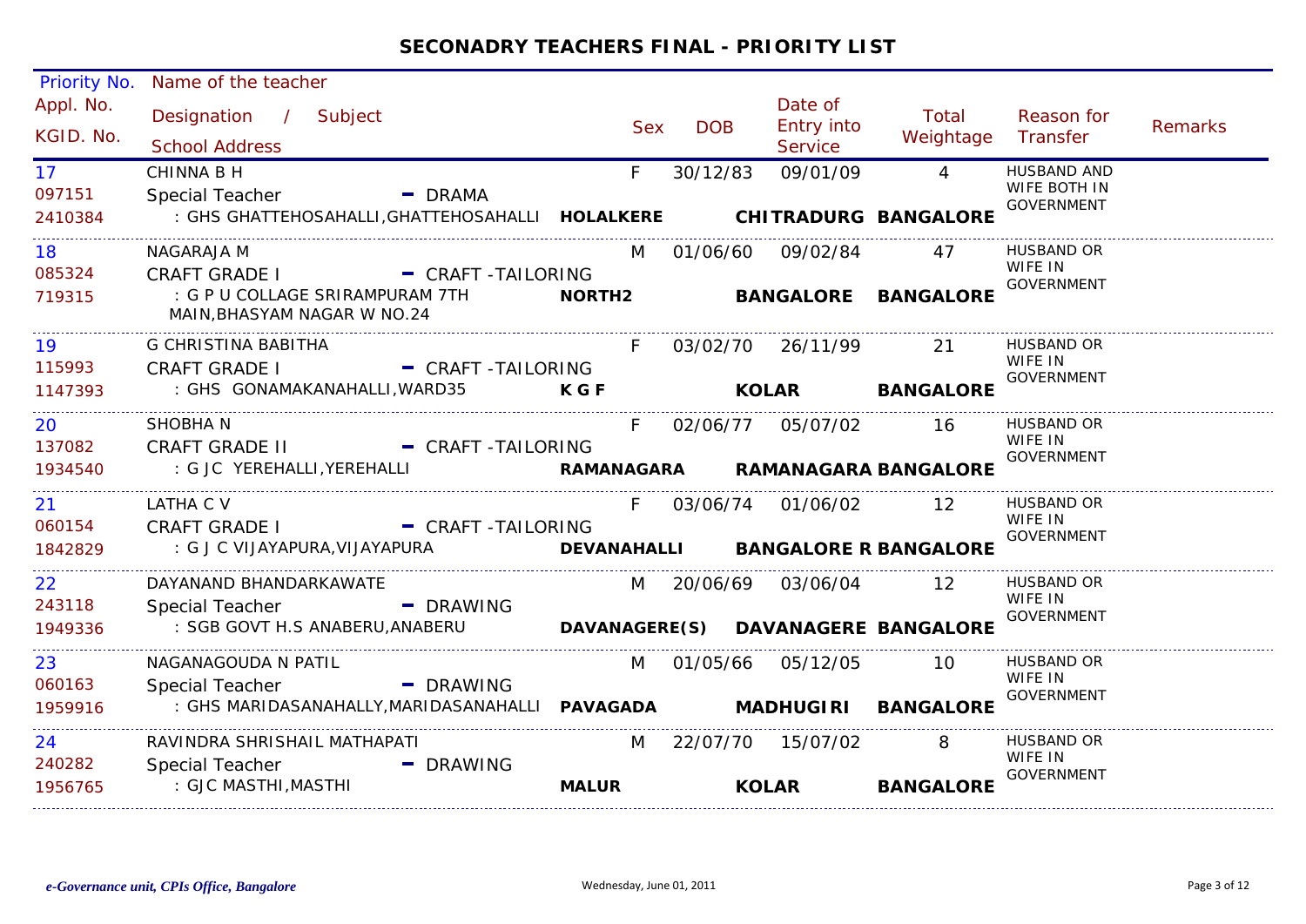## SECONADRY TEACHERS FINAL - PRIORITY LIST

| Priority No. / Appl. No. / KGID. No. | Name of the teacher / Designation / Subject / School Address | Sex | DOB | Date of Entry into Service | Total Weightage | Reason for Transfer | Remarks |
|---|---|---|---|---|---|---|---|
| 17 / 097151 / 2410384 | CHINNA B H / Special Teacher - DRAMA / : GHS GHATTEHOSAHALLI,GHATTEHOSAHALLI **HOLALKERE** **CHITRADURG** **BANGALORE** | F | 30/12/83 | 09/01/09 | 4 | HUSBAND AND WIFE BOTH IN GOVERNMENT | |
| 18 / 085324 / 719315 | NAGARAJA M / CRAFT GRADE I - CRAFT -TAILORING / : G P U COLLAGE SRIRAMPURAM 7TH MAIN,BHASYAM NAGAR W NO.24 **NORTH2** **BANGALORE** **BANGALORE** | M | 01/06/60 | 09/02/84 | 47 | HUSBAND OR WIFE IN GOVERNMENT | |
| 19 / 115993 / 1147393 | G CHRISTINA BABITHA / CRAFT GRADE I - CRAFT -TAILORING / : GHS GONAMAKANAHALLI,WARD35 **K G F** **KOLAR** **BANGALORE** | F | 03/02/70 | 26/11/99 | 21 | HUSBAND OR WIFE IN GOVERNMENT | |
| 20 / 137082 / 1934540 | SHOBHA N / CRAFT GRADE II - CRAFT -TAILORING / : G JC YEREHALLI,YEREHALLI **RAMANAGARA** **RAMANAGARA** **BANGALORE** | F | 02/06/77 | 05/07/02 | 16 | HUSBAND OR WIFE IN GOVERNMENT | |
| 21 / 060154 / 1842829 | LATHA C V / CRAFT GRADE I - CRAFT -TAILORING / : G J C VIJAYAPURA,VIJAYAPURA **DEVANAHALLI** **BANGALORE R** **BANGALORE** | F | 03/06/74 | 01/06/02 | 12 | HUSBAND OR WIFE IN GOVERNMENT | |
| 22 / 243118 / 1949336 | DAYANAND BHANDARKAWATE / Special Teacher - DRAWING / : SGB GOVT H.S ANABERU,ANABERU **DAVANAGERE(S)** **DAVANAGERE** **BANGALORE** | M | 20/06/69 | 03/06/04 | 12 | HUSBAND OR WIFE IN GOVERNMENT | |
| 23 / 060163 / 1959916 | NAGANAGOUDA N PATIL / Special Teacher - DRAWING / : GHS MARIDASANAHALLY,MARIDASANAHALLI **PAVAGADA** **MADHUGIRI** **BANGALORE** | M | 01/05/66 | 05/12/05 | 10 | HUSBAND OR WIFE IN GOVERNMENT | |
| 24 / 240282 / 1956765 | RAVINDRA SHRISHAIL MATHAPATI / Special Teacher - DRAWING / : GJC MASTHI,MASTHI **MALUR** **KOLAR** **BANGALORE** | M | 22/07/70 | 15/07/02 | 8 | HUSBAND OR WIFE IN GOVERNMENT | |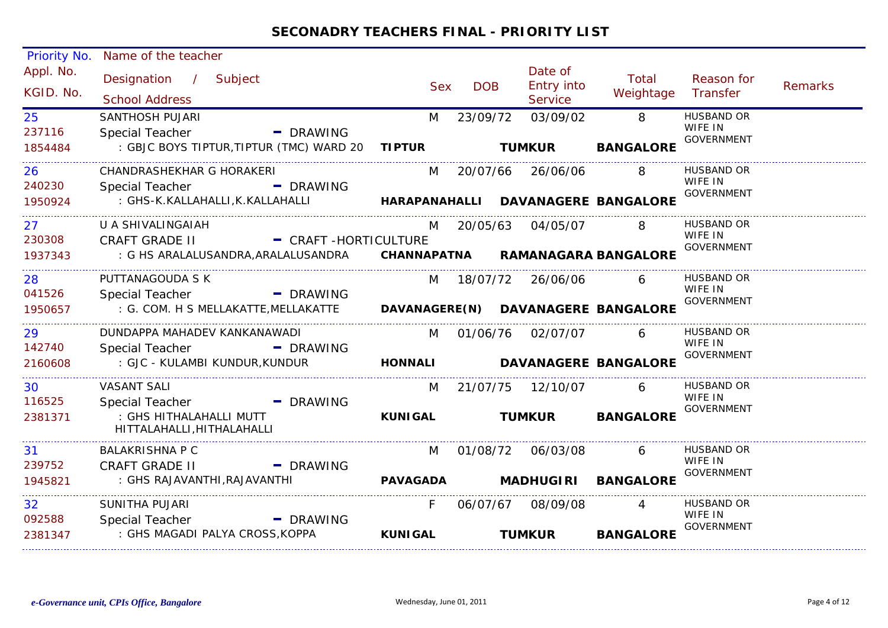## SECONADRY TEACHERS FINAL - PRIORITY LIST

| Priority No. / Appl. No. / KGID. No. | Name of the teacher / Designation / Subject / School Address | | | Sex | DOB | Date of Entry into Service | Total Weightage | Reason for Transfer | Remarks |
|---|---|---|---|---|---|---|---|---|---|
| 25<br>237116<br>1854484 | SANTHOSH PUJARI<br>Special Teacher - DRAWING<br>: GBJC BOYS TIPTUR,TIPTUR (TMC) WARD 20 | TIPTUR | TUMKUR | M | 23/09/72 | 03/09/02 | 8<br>BANGALORE | HUSBAND OR WIFE IN GOVERNMENT | |
| 26<br>240230<br>1950924 | CHANDRASHEKHAR G HORAKERI<br>Special Teacher - DRAWING<br>: GHS-K.KALLAHALLI,K.KALLAHALLI | HARAPANAHALLI | DAVANAGERE | M | 20/07/66 | 26/06/06 | 8<br>BANGALORE | HUSBAND OR WIFE IN GOVERNMENT | |
| 27<br>230308<br>1937343 | U A SHIVALINGAIAH<br>CRAFT GRADE II - CRAFT -HORTICULTURE<br>: G HS ARALALUSANDRA,ARALALUSANDRA | CHANNAPATNA | RAMANAGARA | M | 20/05/63 | 04/05/07 | 8<br>BANGALORE | HUSBAND OR WIFE IN GOVERNMENT | |
| 28<br>041526<br>1950657 | PUTTANAGOUDA S K<br>Special Teacher - DRAWING<br>: G. COM. H S MELLAKATTE,MELLAKATTE | DAVANAGERE(N) | DAVANAGERE | M | 18/07/72 | 26/06/06 | 6<br>BANGALORE | HUSBAND OR WIFE IN GOVERNMENT | |
| 29<br>142740<br>2160608 | DUNDAPPA MAHADEV KANKANAWADI<br>Special Teacher - DRAWING<br>: GJC - KULAMBI KUNDUR,KUNDUR | HONNALI | DAVANAGERE | M | 01/06/76 | 02/07/07 | 6<br>BANGALORE | HUSBAND OR WIFE IN GOVERNMENT | |
| 30<br>116525<br>2381371 | VASANT SALI<br>Special Teacher - DRAWING<br>: GHS HITHALAHALLI MUTT HITTALAHALLI,HITHALAHALLI | KUNIGAL | TUMKUR | M | 21/07/75 | 12/10/07 | 6<br>BANGALORE | HUSBAND OR WIFE IN GOVERNMENT | |
| 31<br>239752<br>1945821 | BALAKRISHNA P C<br>CRAFT GRADE II - DRAWING<br>: GHS RAJAVANTHI,RAJAVANTHI | PAVAGADA | MADHUGIRI | M | 01/08/72 | 06/03/08 | 6<br>BANGALORE | HUSBAND OR WIFE IN GOVERNMENT | |
| 32<br>092588<br>2381347 | SUNITHA PUJARI<br>Special Teacher - DRAWING<br>: GHS MAGADI PALYA CROSS,KOPPA | KUNIGAL | TUMKUR | F | 06/07/67 | 08/09/08 | 4<br>BANGALORE | HUSBAND OR WIFE IN GOVERNMENT | |

*e-Governance unit, CPIs Office, Bangalore* — Wednesday, June 01, 2011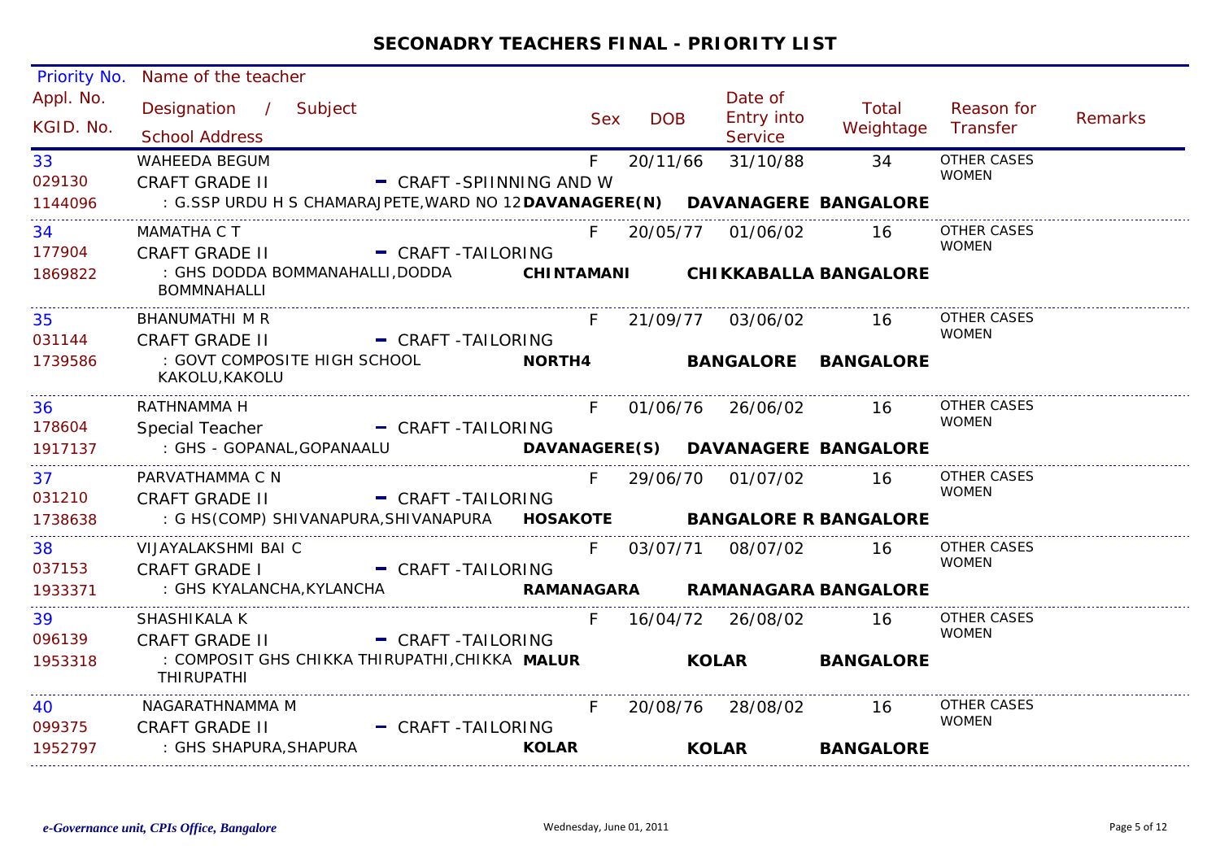# SECONADRY TEACHERS FINAL - PRIORITY LIST

| Priority No. / Appl. No. / KGID. No. | Name of the teacher / Designation / Subject / School Address | Sex | DOB | Date of Entry into Service | Total Weightage | Reason for Transfer | Remarks |
|---|---|---|---|---|---|---|---|
| 33 / 029130 / 1144096 | WAHEEDA BEGUM / CRAFT GRADE II - CRAFT -SPIINNING AND W / : G.SSP URDU H S CHAMARAJPETE,WARD NO 12 **DAVANAGERE(N) DAVANAGERE BANGALORE** | F | 20/11/66 | 31/10/88 | 34 | OTHER CASES WOMEN | |
| 34 / 177904 / 1869822 | MAMATHA C T / CRAFT GRADE II - CRAFT -TAILORING / : GHS DODDA BOMMANAHALLI,DODDA BOMMNAHALLI **CHINTAMANI CHIKKABALLA BANGALORE** | F | 20/05/77 | 01/06/02 | 16 | OTHER CASES WOMEN | |
| 35 / 031144 / 1739586 | BHANUMATHI M R / CRAFT GRADE II - CRAFT -TAILORING / : GOVT COMPOSITE HIGH SCHOOL KAKOLU,KAKOLU **NORTH4 BANGALORE BANGALORE** | F | 21/09/77 | 03/06/02 | 16 | OTHER CASES WOMEN | |
| 36 / 178604 / 1917137 | RATHNAMMA H / Special Teacher - CRAFT -TAILORING / : GHS - GOPANAL,GOPANAALU **DAVANAGERE(S) DAVANAGERE BANGALORE** | F | 01/06/76 | 26/06/02 | 16 | OTHER CASES WOMEN | |
| 37 / 031210 / 1738638 | PARVATHAMMA C N / CRAFT GRADE II - CRAFT -TAILORING / : G HS(COMP) SHIVANAPURA,SHIVANAPURA **HOSAKOTE BANGALORE R BANGALORE** | F | 29/06/70 | 01/07/02 | 16 | OTHER CASES WOMEN | |
| 38 / 037153 / 1933371 | VIJAYALAKSHMI BAI C / CRAFT GRADE I - CRAFT -TAILORING / : GHS KYALANCHA,KYLANCHA **RAMANAGARA RAMANAGARA BANGALORE** | F | 03/07/71 | 08/07/02 | 16 | OTHER CASES WOMEN | |
| 39 / 096139 / 1953318 | SHASHIKALA K / CRAFT GRADE II - CRAFT -TAILORING / : COMPOSIT GHS CHIKKA THIRUPATHI,CHIKKA THIRUPATHI **MALUR KOLAR BANGALORE** | F | 16/04/72 | 26/08/02 | 16 | OTHER CASES WOMEN | |
| 40 / 099375 / 1952797 | NAGARATHNAMMA M / CRAFT GRADE II - CRAFT -TAILORING / : GHS SHAPURA,SHAPURA **KOLAR KOLAR BANGALORE** | F | 20/08/76 | 28/08/02 | 16 | OTHER CASES WOMEN | |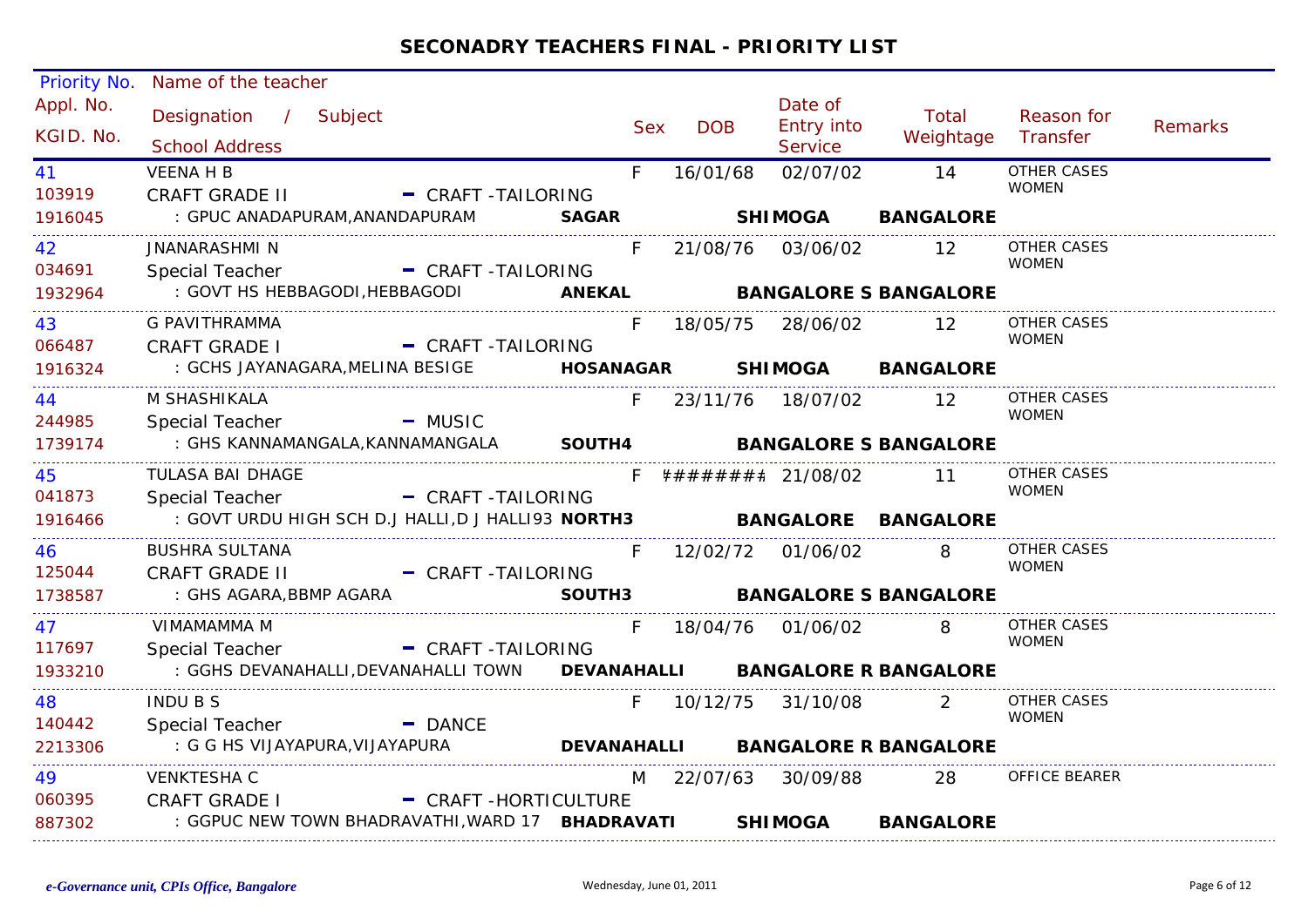## SECONADRY TEACHERS FINAL - PRIORITY LIST

| Priority No. / Appl. No. / KGID. No. | Name of the teacher / Designation / Subject / School Address | Sex | DOB | Date of Entry into Service | Total Weightage | Reason for Transfer | Remarks |
|---|---|---|---|---|---|---|---|
| 41 / 103919 / 1916045 | VEENA H B / CRAFT GRADE II - CRAFT -TAILORING / : GPUC ANADAPURAM,ANANDAPURAM **SAGAR** **SHIMOGA** **BANGALORE** | F | 16/01/68 | 02/07/02 | 14 | OTHER CASES WOMEN | |
| 42 / 034691 / 1932964 | JNANARASHMI N / Special Teacher - CRAFT -TAILORING / : GOVT HS HEBBAGODI,HEBBAGODI **ANEKAL** **BANGALORE S BANGALORE** | F | 21/08/76 | 03/06/02 | 12 | OTHER CASES WOMEN | |
| 43 / 066487 / 1916324 | G PAVITHRAMMA / CRAFT GRADE I - CRAFT -TAILORING / : GCHS JAYANAGARA,MELINA BESIGE **HOSANAGAR** **SHIMOGA** **BANGALORE** | F | 18/05/75 | 28/06/02 | 12 | OTHER CASES WOMEN | |
| 44 / 244985 / 1739174 | M SHASHIKALA / Special Teacher - MUSIC / : GHS KANNAMANGALA,KANNAMANGALA **SOUTH4** **BANGALORE S BANGALORE** | F | 23/11/76 | 18/07/02 | 12 | OTHER CASES WOMEN | |
| 45 / 041873 / 1916466 | TULASA BAI DHAGE / Special Teacher - CRAFT -TAILORING / : GOVT URDU HIGH SCH D.J HALLI,D J HALLI93 **NORTH3** **BANGALORE** **BANGALORE** | F | ######## | 21/08/02 | 11 | OTHER CASES WOMEN | |
| 46 / 125044 / 1738587 | BUSHRA SULTANA / CRAFT GRADE II - CRAFT -TAILORING / : GHS AGARA,BBMP AGARA **SOUTH3** **BANGALORE S BANGALORE** | F | 12/02/72 | 01/06/02 | 8 | OTHER CASES WOMEN | |
| 47 / 117697 / 1933210 | VIMAMAMMA M / Special Teacher - CRAFT -TAILORING / : GGHS DEVANAHALLI,DEVANAHALLI TOWN **DEVANAHALLI** **BANGALORE R BANGALORE** | F | 18/04/76 | 01/06/02 | 8 | OTHER CASES WOMEN | |
| 48 / 140442 / 2213306 | INDU B S / Special Teacher - DANCE / : G G HS VIJAYAPURA,VIJAYAPURA **DEVANAHALLI** **BANGALORE R BANGALORE** | F | 10/12/75 | 31/10/08 | 2 | OTHER CASES WOMEN | |
| 49 / 060395 / 887302 | VENKTESHA C / CRAFT GRADE I - CRAFT -HORTICULTURE / : GGPUC NEW TOWN BHADRAVATHI,WARD 17 **BHADRAVATI** **SHIMOGA** **BANGALORE** | M | 22/07/63 | 30/09/88 | 28 | OFFICE BEARER | |

*e-Governance unit, CPIs Office, Bangalore* Wednesday, June 01, 2011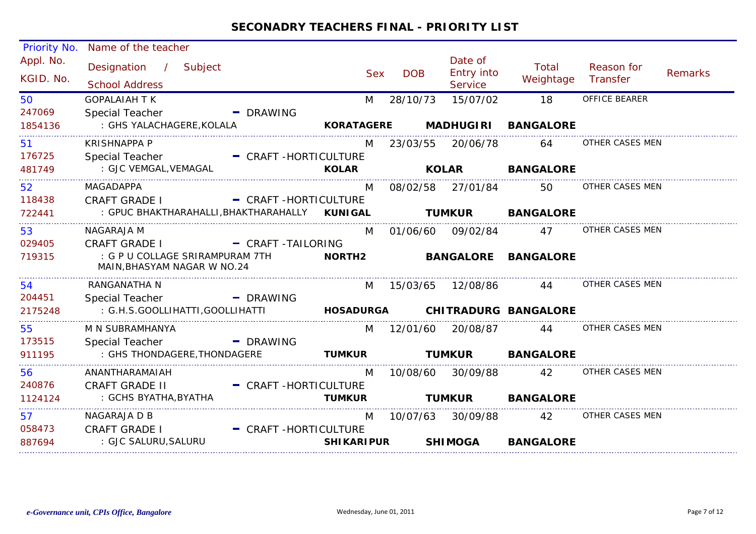## SECONADRY TEACHERS FINAL - PRIORITY LIST

| Priority No. / Appl. No. / KGID. No. | Name of the teacher / Designation / Subject / School Address | Sex | DOB | Date of Entry into Service | Total Weightage | Reason for Transfer | Remarks |
|---|---|---|---|---|---|---|---|
| 50<br>247069<br>1854136 | GOPALAIAH T K<br>Special Teacher - DRAWING<br>: GHS YALACHAGERE,KOLALA KORATAGERE MADHUGIRI BANGALORE | M | 28/10/73 | 15/07/02 | 18 | OFFICE BEARER | |
| 51<br>176725<br>481749 | KRISHNAPPA P<br>Special Teacher - CRAFT -HORTICULTURE<br>: GJC VEMGAL,VEMAGAL KOLAR KOLAR BANGALORE | M | 23/03/55 | 20/06/78 | 64 | OTHER CASES MEN | |
| 52<br>118438<br>722441 | MAGADAPPA<br>CRAFT GRADE I - CRAFT -HORTICULTURE<br>: GPUC BHAKTHARAHALLI,BHAKTHARAHALLY KUNIGAL TUMKUR BANGALORE | M | 08/02/58 | 27/01/84 | 50 | OTHER CASES MEN | |
| 53<br>029405<br>719315 | NAGARAJA M<br>CRAFT GRADE I - CRAFT -TAILORING<br>: G P U COLLAGE SRIRAMPURAM 7TH MAIN,BHASYAM NAGAR W NO.24 NORTH2 BANGALORE BANGALORE | M | 01/06/60 | 09/02/84 | 47 | OTHER CASES MEN | |
| 54<br>204451<br>2175248 | RANGANATHA N<br>Special Teacher - DRAWING<br>: G.H.S.GOOLLIHATTI,GOOLLIHATTI HOSADURGA CHITRADURG BANGALORE | M | 15/03/65 | 12/08/86 | 44 | OTHER CASES MEN | |
| 55<br>173515<br>911195 | M N SUBRAMHANYA<br>Special Teacher - DRAWING<br>: GHS THONDAGERE,THONDAGERE TUMKUR TUMKUR BANGALORE | M | 12/01/60 | 20/08/87 | 44 | OTHER CASES MEN | |
| 56<br>240876<br>1124124 | ANANTHARAMAIAH<br>CRAFT GRADE II - CRAFT -HORTICULTURE<br>: GCHS BYATHA,BYATHA TUMKUR TUMKUR BANGALORE | M | 10/08/60 | 30/09/88 | 42 | OTHER CASES MEN | |
| 57<br>058473<br>887694 | NAGARAJA D B<br>CRAFT GRADE I - CRAFT -HORTICULTURE<br>: GJC SALURU,SALURU SHIKARIPUR SHIMOGA BANGALORE | M | 10/07/63 | 30/09/88 | 42 | OTHER CASES MEN | |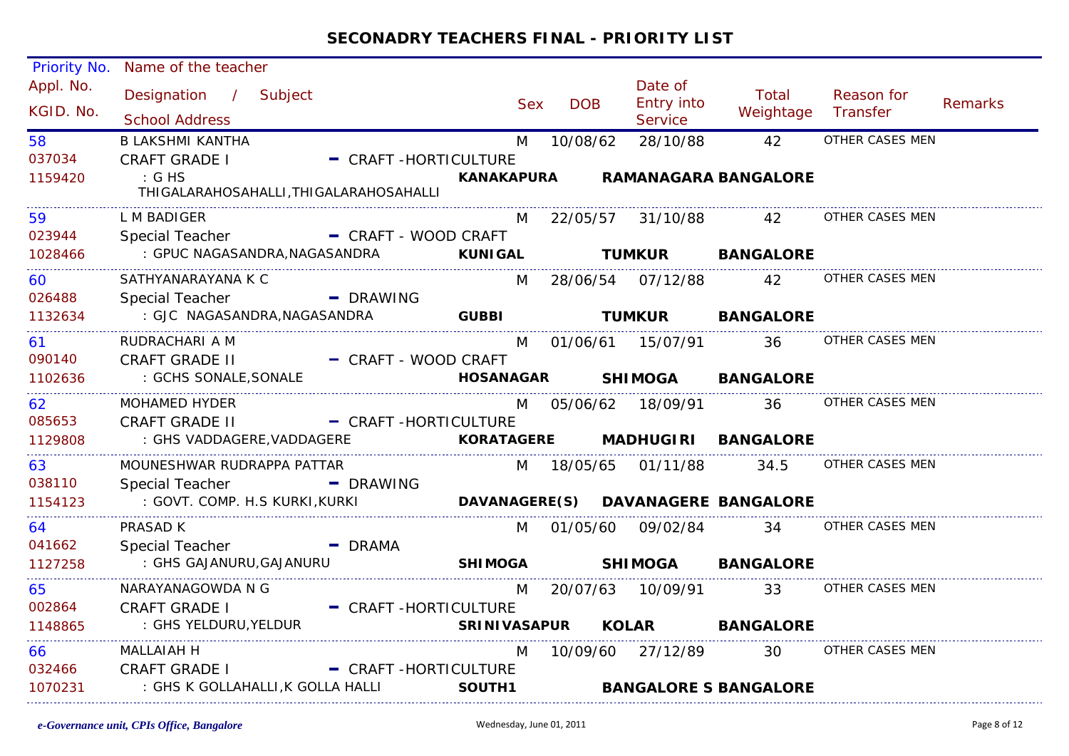## SECONADRY TEACHERS FINAL - PRIORITY LIST

| Priority No. / Appl. No. / KGID. No. | Name of the teacher / Designation / Subject / School Address | Sex | DOB | Date of Entry into Service | Total Weightage | Reason for Transfer | Remarks |
|---|---|---|---|---|---|---|---|
| 58 / 037034 / 1159420 | B LAKSHMI KANTHA / CRAFT GRADE I - CRAFT -HORTICULTURE / : G HS THIGALARAHOSAHALLI,THIGALARAHOSAHALLI **KANAKAPURA RAMANAGARA BANGALORE** | M | 10/08/62 | 28/10/88 | 42 | OTHER CASES MEN | |
| 59 / 023944 / 1028466 | L M BADIGER / Special Teacher - CRAFT - WOOD CRAFT / : GPUC NAGASANDRA,NAGASANDRA **KUNIGAL TUMKUR BANGALORE** | M | 22/05/57 | 31/10/88 | 42 | OTHER CASES MEN | |
| 60 / 026488 / 1132634 | SATHYANARAYANA K C / Special Teacher - DRAWING / : GJC NAGASANDRA,NAGASANDRA **GUBBI TUMKUR BANGALORE** | M | 28/06/54 | 07/12/88 | 42 | OTHER CASES MEN | |
| 61 / 090140 / 1102636 | RUDRACHARI A M / CRAFT GRADE II - CRAFT - WOOD CRAFT / : GCHS SONALE,SONALE **HOSANAGAR SHIMOGA BANGALORE** | M | 01/06/61 | 15/07/91 | 36 | OTHER CASES MEN | |
| 62 / 085653 / 1129808 | MOHAMED HYDER / CRAFT GRADE II - CRAFT -HORTICULTURE / : GHS VADDAGERE,VADDAGERE **KORATAGERE MADHUGIRI BANGALORE** | M | 05/06/62 | 18/09/91 | 36 | OTHER CASES MEN | |
| 63 / 038110 / 1154123 | MOUNESHWAR RUDRAPPA PATTAR / Special Teacher - DRAWING / : GOVT. COMP. H.S KURKI,KURKI **DAVANAGERE(S) DAVANAGERE BANGALORE** | M | 18/05/65 | 01/11/88 | 34.5 | OTHER CASES MEN | |
| 64 / 041662 / 1127258 | PRASAD K / Special Teacher - DRAMA / : GHS GAJANURU,GAJANURU **SHIMOGA SHIMOGA BANGALORE** | M | 01/05/60 | 09/02/84 | 34 | OTHER CASES MEN | |
| 65 / 002864 / 1148865 | NARAYANAGOWDA N G / CRAFT GRADE I - CRAFT -HORTICULTURE / : GHS YELDURU,YELDUR **SRINIVASAPUR KOLAR BANGALORE** | M | 20/07/63 | 10/09/91 | 33 | OTHER CASES MEN | |
| 66 / 032466 / 1070231 | MALLAIAH H / CRAFT GRADE I - CRAFT -HORTICULTURE / : GHS K GOLLAHALLI,K GOLLA HALLI **SOUTH1 BANGALORE S BANGALORE** | M | 10/09/60 | 27/12/89 | 30 | OTHER CASES MEN | |

*e-Governance unit, CPIs Office, Bangalore* Wednesday, June 01, 2011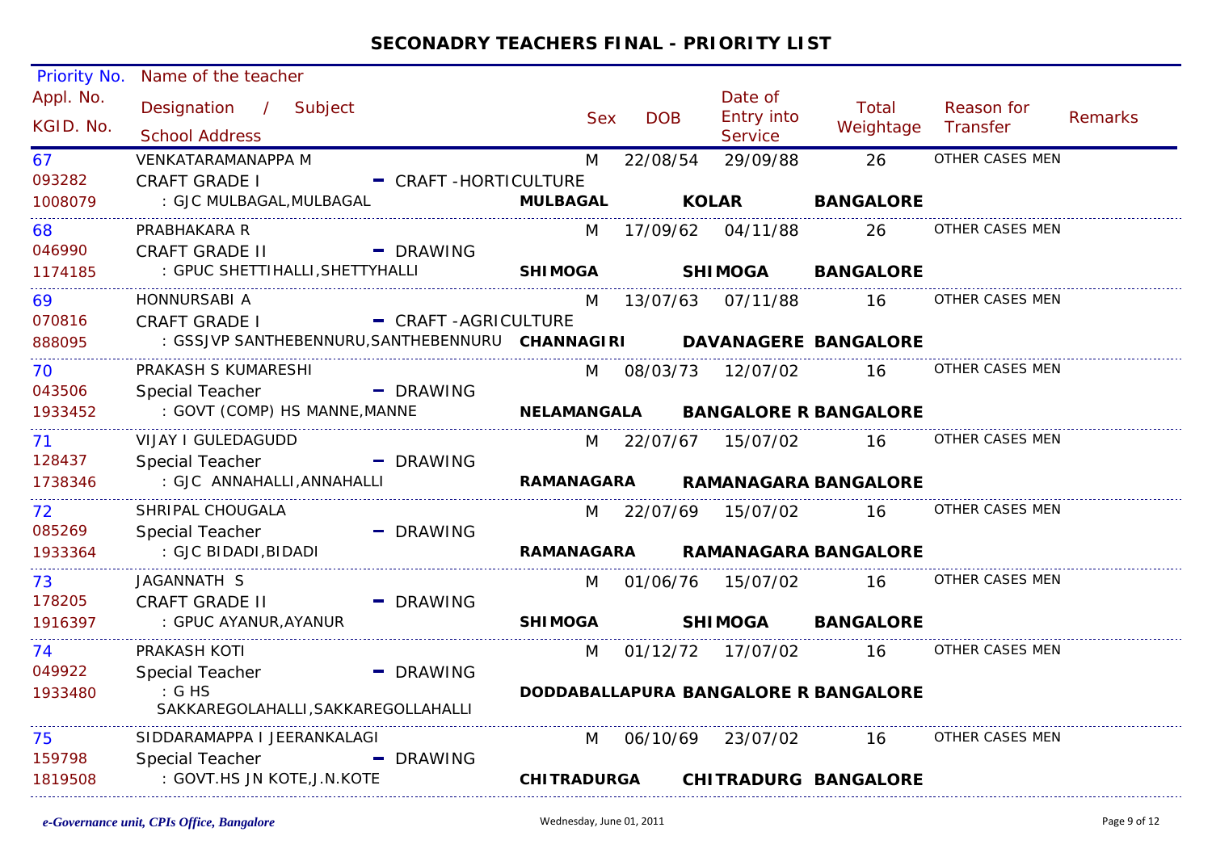## SECONADRY TEACHERS FINAL - PRIORITY LIST

| Priority No. / Appl. No. / KGID. No. | Name of the teacher / Designation / Subject / School Address | Sex | DOB | Date of Entry into Service | Total Weightage | Reason for Transfer | Remarks |
|---|---|---|---|---|---|---|---|
| 67 / 093282 / 1008079 | VENKATARAMANAPPA M / CRAFT GRADE I - CRAFT -HORTICULTURE / : GJC MULBAGAL,MULBAGAL **MULBAGAL KOLAR BANGALORE** | M | 22/08/54 | 29/09/88 | 26 | OTHER CASES MEN | |
| 68 / 046990 / 1174185 | PRABHAKARA R / CRAFT GRADE II - DRAWING / : GPUC SHETTIHALLI,SHETTYHALLI **SHIMOGA SHIMOGA BANGALORE** | M | 17/09/62 | 04/11/88 | 26 | OTHER CASES MEN | |
| 69 / 070816 / 888095 | HONNURSABI A / CRAFT GRADE I - CRAFT -AGRICULTURE / : GSSJVP SANTHEBENNURU,SANTHEBENNURU **CHANNAGIRI DAVANAGERE BANGALORE** | M | 13/07/63 | 07/11/88 | 16 | OTHER CASES MEN | |
| 70 / 043506 / 1933452 | PRAKASH S KUMARESHI / Special Teacher - DRAWING / : GOVT (COMP) HS MANNE,MANNE **NELAMANGALA BANGALORE R BANGALORE** | M | 08/03/73 | 12/07/02 | 16 | OTHER CASES MEN | |
| 71 / 128437 / 1738346 | VIJAY I GULEDAGUDD / Special Teacher - DRAWING / : GJC ANNAHALLI,ANNAHALLI **RAMANAGARA RAMANAGARA BANGALORE** | M | 22/07/67 | 15/07/02 | 16 | OTHER CASES MEN | |
| 72 / 085269 / 1933364 | SHRIPAL CHOUGALA / Special Teacher - DRAWING / : GJC BIDADI,BIDADI **RAMANAGARA RAMANAGARA BANGALORE** | M | 22/07/69 | 15/07/02 | 16 | OTHER CASES MEN | |
| 73 / 178205 / 1916397 | JAGANNATH S / CRAFT GRADE II - DRAWING / : GPUC AYANUR,AYANUR **SHIMOGA SHIMOGA BANGALORE** | M | 01/06/76 | 15/07/02 | 16 | OTHER CASES MEN | |
| 74 / 049922 / 1933480 | PRAKASH KOTI / Special Teacher - DRAWING / : G HS SAKKAREGOLAHALLI,SAKKAREGOLLAHALLI **DODDABALLAPURA BANGALORE R BANGALORE** | M | 01/12/72 | 17/07/02 | 16 | OTHER CASES MEN | |
| 75 / 159798 / 1819508 | SIDDARAMAPPA I JEERANKALAGI / Special Teacher - DRAWING / : GOVT.HS JN KOTE,J.N.KOTE **CHITRADURGA CHITRADURG BANGALORE** | M | 06/10/69 | 23/07/02 | 16 | OTHER CASES MEN | |

*e-Governance unit, CPIs Office, Bangalore* Wednesday, June 01, 2011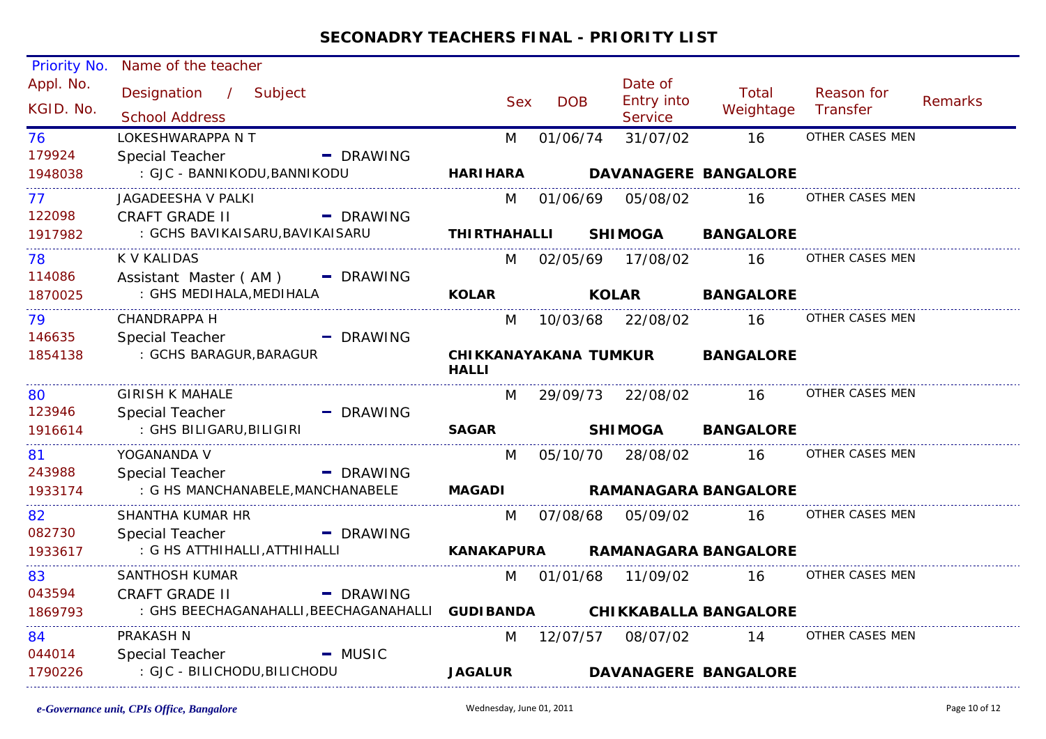## SECONADRY TEACHERS FINAL - PRIORITY LIST

| Priority No. / Appl. No. / KGID. No. | Name of the teacher / Designation / Subject / School Address | Sex | DOB | Date of Entry into Service | Total Weightage | Reason for Transfer | Remarks |
|---|---|---|---|---|---|---|---|
| 76<br>179924<br>1948038 | LOKESHWARAPPA N T<br>Special Teacher - DRAWING<br>: GJC - BANNIKODU,BANNIKODU **HARIHARA DAVANAGERE BANGALORE** | M | 01/06/74 | 31/07/02 | 16 | OTHER CASES MEN | |
| 77<br>122098<br>1917982 | JAGADEESHA V PALKI<br>CRAFT GRADE II - DRAWING<br>: GCHS BAVIKAISARU,BAVIKAISARU **THIRTHAHALLI SHIMOGA BANGALORE** | M | 01/06/69 | 05/08/02 | 16 | OTHER CASES MEN | |
| 78<br>114086<br>1870025 | K V KALIDAS<br>Assistant Master ( AM ) - DRAWING<br>: GHS MEDIHALA,MEDIHALA **KOLAR KOLAR BANGALORE** | M | 02/05/69 | 17/08/02 | 16 | OTHER CASES MEN | |
| 79<br>146635<br>1854138 | CHANDRAPPA H<br>Special Teacher - DRAWING<br>: GCHS BARAGUR,BARAGUR **CHIKKANAYAKANA HALLI TUMKUR BANGALORE** | M | 10/03/68 | 22/08/02 | 16 | OTHER CASES MEN | |
| 80<br>123946<br>1916614 | GIRISH K MAHALE<br>Special Teacher - DRAWING<br>: GHS BILIGARU,BILIGIRI **SAGAR SHIMOGA BANGALORE** | M | 29/09/73 | 22/08/02 | 16 | OTHER CASES MEN | |
| 81<br>243988<br>1933174 | YOGANANDA V<br>Special Teacher - DRAWING<br>: G HS MANCHANABELE,MANCHANABELE **MAGADI RAMANAGARA BANGALORE** | M | 05/10/70 | 28/08/02 | 16 | OTHER CASES MEN | |
| 82<br>082730<br>1933617 | SHANTHA KUMAR HR<br>Special Teacher - DRAWING<br>: G HS ATTHIHALLI,ATTHIHALLI **KANAKAPURA RAMANAGARA BANGALORE** | M | 07/08/68 | 05/09/02 | 16 | OTHER CASES MEN | |
| 83<br>043594<br>1869793 | SANTHOSH KUMAR<br>CRAFT GRADE II - DRAWING<br>: GHS BEECHAGANAHALLI,BEECHAGANAHALLI **GUDIBANDA CHIKKABALLA BANGALORE** | M | 01/01/68 | 11/09/02 | 16 | OTHER CASES MEN | |
| 84<br>044014<br>1790226 | PRAKASH N<br>Special Teacher - MUSIC<br>: GJC - BILICHODU,BILICHODU **JAGALUR DAVANAGERE BANGALORE** | M | 12/07/57 | 08/07/02 | 14 | OTHER CASES MEN | |

*e-Governance unit, CPIs Office, Bangalore* Wednesday, June 01, 2011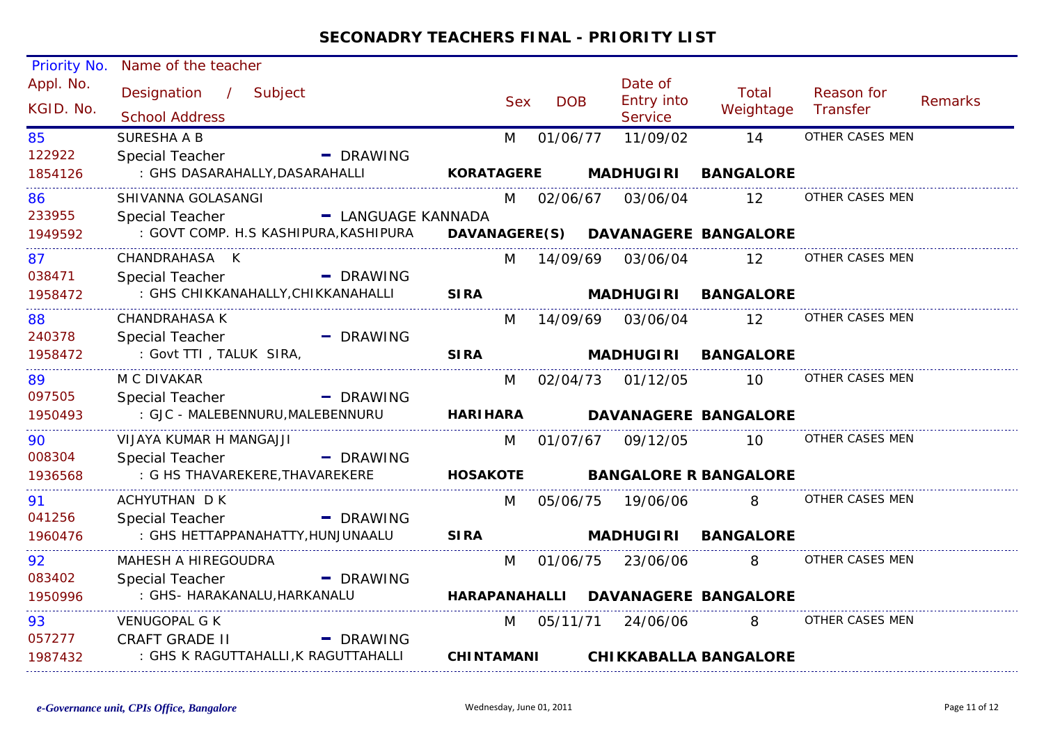## SECONADRY TEACHERS FINAL - PRIORITY LIST

| Priority No. / Appl. No. / KGID. No. | Name of the teacher / Designation / Subject / School Address | Sex | DOB | Date of Entry into Service | Total Weightage | Reason for Transfer | Remarks |
|---|---|---|---|---|---|---|---|
| 85<br>122922<br>1854126 | SURESHA A B<br>Special Teacher - DRAWING<br>: GHS DASARAHALLY,DASARAHALLI **KORATAGERE MADHUGIRI BANGALORE** | M | 01/06/77 | 11/09/02 | 14 | OTHER CASES MEN | |
| 86<br>233955<br>1949592 | SHIVANNA GOLASANGI<br>Special Teacher - LANGUAGE KANNADA<br>: GOVT COMP. H.S KASHIPURA,KASHIPURA **DAVANAGERE(S) DAVANAGERE BANGALORE** | M | 02/06/67 | 03/06/04 | 12 | OTHER CASES MEN | |
| 87<br>038471<br>1958472 | CHANDRAHASA K<br>Special Teacher - DRAWING<br>: GHS CHIKKANAHALLY,CHIKKANAHALLI **SIRA MADHUGIRI BANGALORE** | M | 14/09/69 | 03/06/04 | 12 | OTHER CASES MEN | |
| 88<br>240378<br>1958472 | CHANDRAHASA K<br>Special Teacher - DRAWING<br>: Govt TTI , TALUK SIRA, **SIRA MADHUGIRI BANGALORE** | M | 14/09/69 | 03/06/04 | 12 | OTHER CASES MEN | |
| 89<br>097505<br>1950493 | M C DIVAKAR<br>Special Teacher - DRAWING<br>: GJC - MALEBENNURU,MALEBENNURU **HARIHARA DAVANAGERE BANGALORE** | M | 02/04/73 | 01/12/05 | 10 | OTHER CASES MEN | |
| 90<br>008304<br>1936568 | VIJAYA KUMAR H MANGAJJI<br>Special Teacher - DRAWING<br>: G HS THAVAREKERE,THAVAREKERE **HOSAKOTE BANGALORE R BANGALORE** | M | 01/07/67 | 09/12/05 | 10 | OTHER CASES MEN | |
| 91<br>041256<br>1960476 | ACHYUTHAN D K<br>Special Teacher - DRAWING<br>: GHS HETTAPPANAHATTY,HUNJUNAALU **SIRA MADHUGIRI BANGALORE** | M | 05/06/75 | 19/06/06 | 8 | OTHER CASES MEN | |
| 92<br>083402<br>1950996 | MAHESH A HIREGOUDRA<br>Special Teacher - DRAWING<br>: GHS- HARAKANALU,HARKANALU **HARAPANAHALLI DAVANAGERE BANGALORE** | M | 01/06/75 | 23/06/06 | 8 | OTHER CASES MEN | |
| 93<br>057277<br>1987432 | VENUGOPAL G K<br>CRAFT GRADE II - DRAWING<br>: GHS K RAGUTTAHALLI,K RAGUTTAHALLI **CHINTAMANI CHIKKABALLA BANGALORE** | M | 05/11/71 | 24/06/06 | 8 | OTHER CASES MEN | |

*e-Governance unit, CPIs Office, Bangalore* — Wednesday, June 01, 2011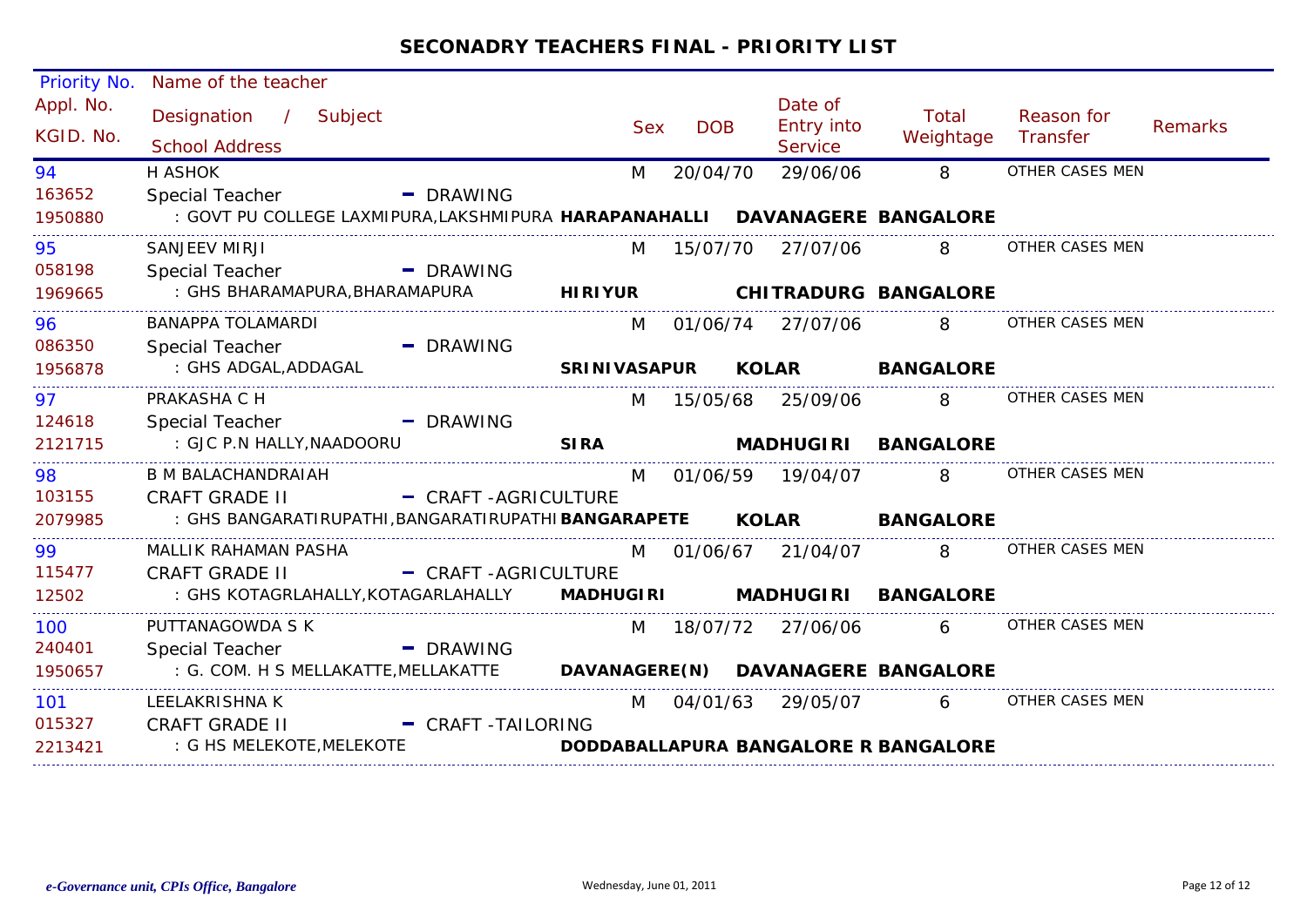## SECONADRY TEACHERS FINAL - PRIORITY LIST

| Priority No. / Appl. No. / KGID. No. | Name of the teacher / Designation / Subject / School Address | Sex | DOB | Date of Entry into Service | Total Weightage | Reason for Transfer | Remarks |
|---|---|---|---|---|---|---|---|
| 94<br>163652<br>1950880 | H ASHOK<br>Special Teacher - DRAWING<br>: GOVT PU COLLEGE LAXMIPURA,LAKSHMIPURA **HARAPANAHALLI DAVANAGERE BANGALORE** | M | 20/04/70 | 29/06/06 | 8 | OTHER CASES MEN | |
| 95<br>058198<br>1969665 | SANJEEV MIRJI<br>Special Teacher - DRAWING<br>: GHS BHARAMAPURA,BHARAMAPURA **HIRIYUR CHITRADURG BANGALORE** | M | 15/07/70 | 27/07/06 | 8 | OTHER CASES MEN | |
| 96<br>086350<br>1956878 | BANAPPA TOLAMARDI<br>Special Teacher - DRAWING<br>: GHS ADGAL,ADDAGAL **SRINIVASAPUR KOLAR BANGALORE** | M | 01/06/74 | 27/07/06 | 8 | OTHER CASES MEN | |
| 97<br>124618<br>2121715 | PRAKASHA C H<br>Special Teacher - DRAWING<br>: GJC P.N HALLY,NAADOORU **SIRA MADHUGIRI BANGALORE** | M | 15/05/68 | 25/09/06 | 8 | OTHER CASES MEN | |
| 98<br>103155<br>2079985 | B M BALACHANDRAIAH<br>CRAFT GRADE II - CRAFT -AGRICULTURE<br>: GHS BANGARATIRUPATHI,BANGARATIRUPATHI **BANGARAPETE KOLAR BANGALORE** | M | 01/06/59 | 19/04/07 | 8 | OTHER CASES MEN | |
| 99<br>115477<br>12502 | MALLIK RAHAMAN PASHA<br>CRAFT GRADE II - CRAFT -AGRICULTURE<br>: GHS KOTAGRLAHALLY,KOTAGARLAHALLY **MADHUGIRI MADHUGIRI BANGALORE** | M | 01/06/67 | 21/04/07 | 8 | OTHER CASES MEN | |
| 100<br>240401<br>1950657 | PUTTANAGOWDA S K<br>Special Teacher - DRAWING<br>: G. COM. H S MELLAKATTE,MELLAKATTE **DAVANAGERE(N) DAVANAGERE BANGALORE** | M | 18/07/72 | 27/06/06 | 6 | OTHER CASES MEN | |
| 101<br>015327<br>2213421 | LEELAKRISHNA K<br>CRAFT GRADE II - CRAFT -TAILORING<br>: G HS MELEKOTE,MELEKOTE **DODDABALLAPURA BANGALORE R BANGALORE** | M | 04/01/63 | 29/05/07 | 6 | OTHER CASES MEN | |

*e-Governance unit, CPIs Office, Bangalore*

Wednesday, June 01, 2011